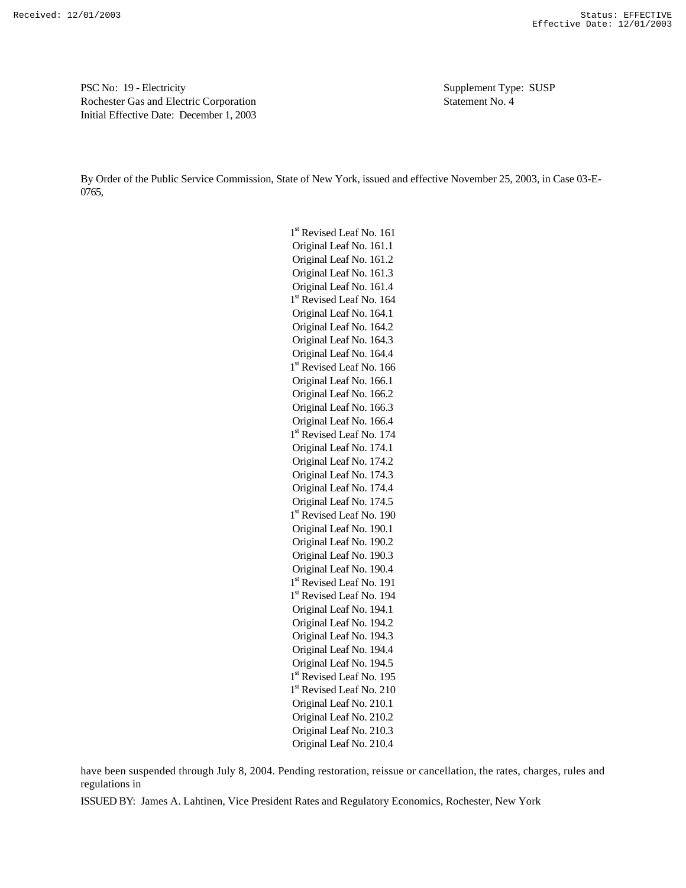Received: 12/01/2003 Status: EFFECTIVE
Effective Date: 12/01/2003

PSC No: 19 - Electricity
Rochester Gas and Electric Corporation
Initial Effective Date: December 1, 2003

Supplement Type: SUSP
Statement No. 4

By Order of the Public Service Commission, State of New York, issued and effective November 25, 2003, in Case 03-E-0765,

1st Revised Leaf No. 161
Original Leaf No. 161.1
Original Leaf No. 161.2
Original Leaf No. 161.3
Original Leaf No. 161.4
1st Revised Leaf No. 164
Original Leaf No. 164.1
Original Leaf No. 164.2
Original Leaf No. 164.3
Original Leaf No. 164.4
1st Revised Leaf No. 166
Original Leaf No. 166.1
Original Leaf No. 166.2
Original Leaf No. 166.3
Original Leaf No. 166.4
1st Revised Leaf No. 174
Original Leaf No. 174.1
Original Leaf No. 174.2
Original Leaf No. 174.3
Original Leaf No. 174.4
Original Leaf No. 174.5
1st Revised Leaf No. 190
Original Leaf No. 190.1
Original Leaf No. 190.2
Original Leaf No. 190.3
Original Leaf No. 190.4
1st Revised Leaf No. 191
1st Revised Leaf No. 194
Original Leaf No. 194.1
Original Leaf No. 194.2
Original Leaf No. 194.3
Original Leaf No. 194.4
Original Leaf No. 194.5
1st Revised Leaf No. 195
1st Revised Leaf No. 210
Original Leaf No. 210.1
Original Leaf No. 210.2
Original Leaf No. 210.3
Original Leaf No. 210.4

have been suspended through July 8, 2004. Pending restoration, reissue or cancellation, the rates, charges, rules and regulations in

ISSUED BY: James A. Lahtinen, Vice President Rates and Regulatory Economics, Rochester, New York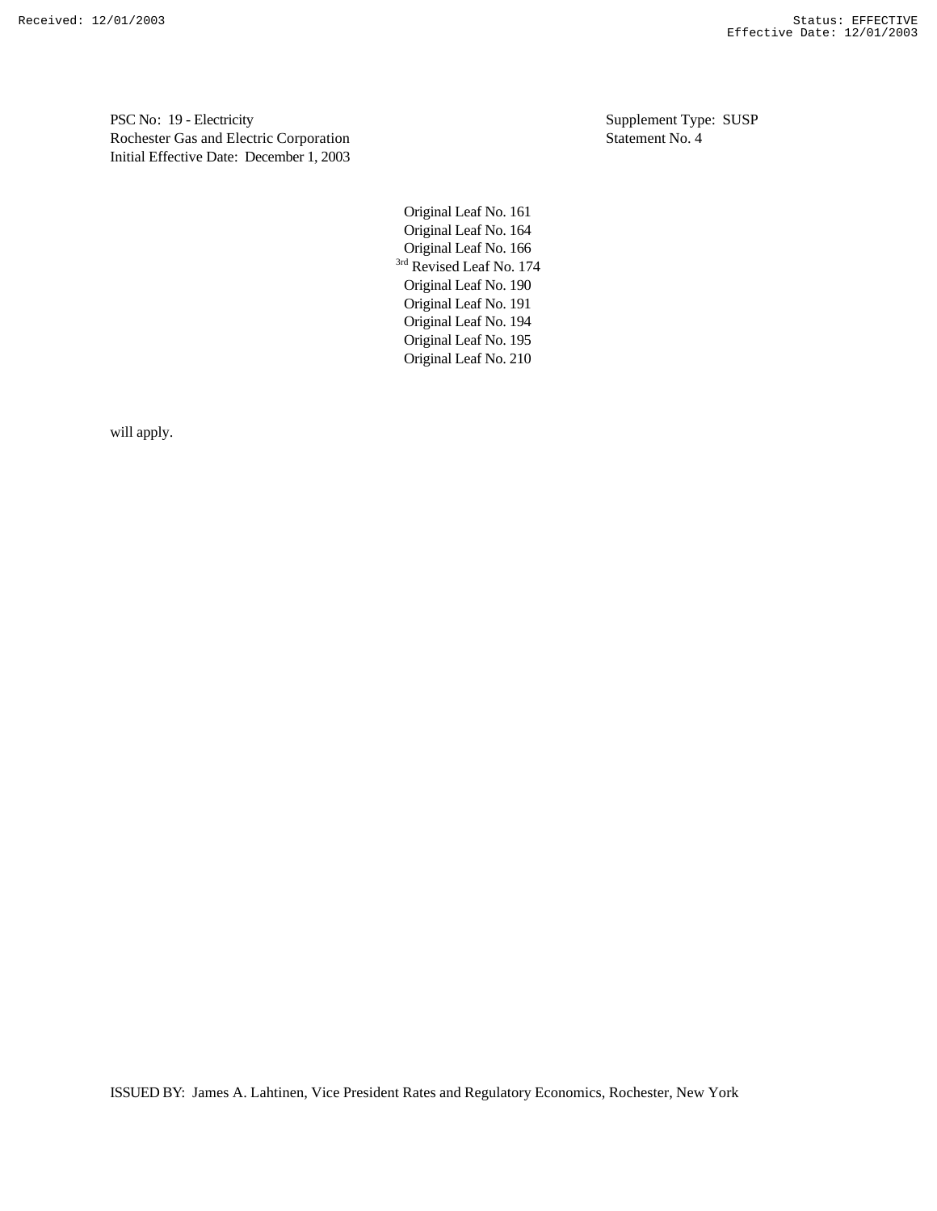PSC No: 19 - Electricity
Rochester Gas and Electric Corporation
Initial Effective Date: December 1, 2003

Supplement Type: SUSP
Statement No. 4

Original Leaf No. 161
Original Leaf No. 164
Original Leaf No. 166
3rd Revised Leaf No. 174
Original Leaf No. 190
Original Leaf No. 191
Original Leaf No. 194
Original Leaf No. 195
Original Leaf No. 210

will apply.

ISSUED BY: James A. Lahtinen, Vice President Rates and Regulatory Economics, Rochester, New York